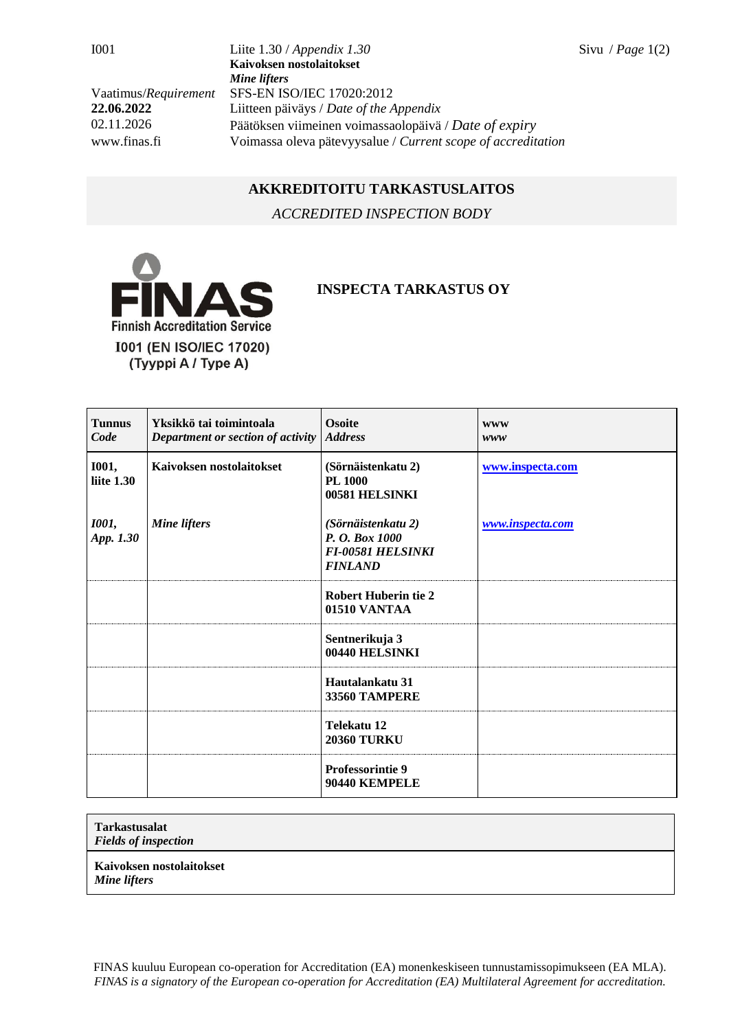| | | |
|---|---|---|
| I001 | Liite 1.30 / *Appendix 1.30*<br>**Kaivoksen nostolaitokset**<br>***Mine lifters*** | |
| Vaatimus/*Requirement* | SFS-EN ISO/IEC 17020:2012 | |
| **22.06.2022** | Liitteen päiväys / *Date of the Appendix* | |
| 02.11.2026 | Päätöksen viimeinen voimassaolopäivä / *Date of expiry* | |
| www.finas.fi | Voimassa oleva pätevyysalue / *Current scope of accreditation* | |

## AKKREDITOITU TARKASTUSLAITOS

*ACCREDITED INSPECTION BODY*

FINAS
Finnish Accreditation Service
I001 (EN ISO/IEC 17020)
(Tyyppi A / Type A)

**INSPECTA TARKASTUS OY**

| **Tunnus** *Code* | **Yksikkö tai toimintoala** *Department or section of activity* | **Osoite** *Address* | **www** *www* |
|---|---|---|---|
| **I001, liite 1.30** | **Kaivoksen nostolaitokset** | **(Sörnäistenkatu 2)**<br>**PL 1000**<br>**00581 HELSINKI** | **www.inspecta.com** |
| ***I001, App. 1.30*** | ***Mine lifters*** | ***(Sörnäistenkatu 2)***<br>***P. O. Box 1000***<br>***FI-00581 HELSINKI***<br>***FINLAND*** | ***www.inspecta.com*** |
| | | **Robert Huberin tie 2**<br>**01510 VANTAA** | |
| | | **Sentnerikuja 3**<br>**00440 HELSINKI** | |
| | | **Hautalankatu 31**<br>**33560 TAMPERE** | |
| | | **Telekatu 12**<br>**20360 TURKU** | |
| | | **Professorintie 9**<br>**90440 KEMPELE** | |

| **Tarkastusalat** ***Fields of inspection*** |
|---|
| **Kaivoksen nostolaitokset** ***Mine lifters*** |

FINAS kuuluu European co-operation for Accreditation (EA) monenkeskiseen tunnustamissopimukseen (EA MLA).
*FINAS is a signatory of the European co-operation for Accreditation (EA) Multilateral Agreement for accreditation.*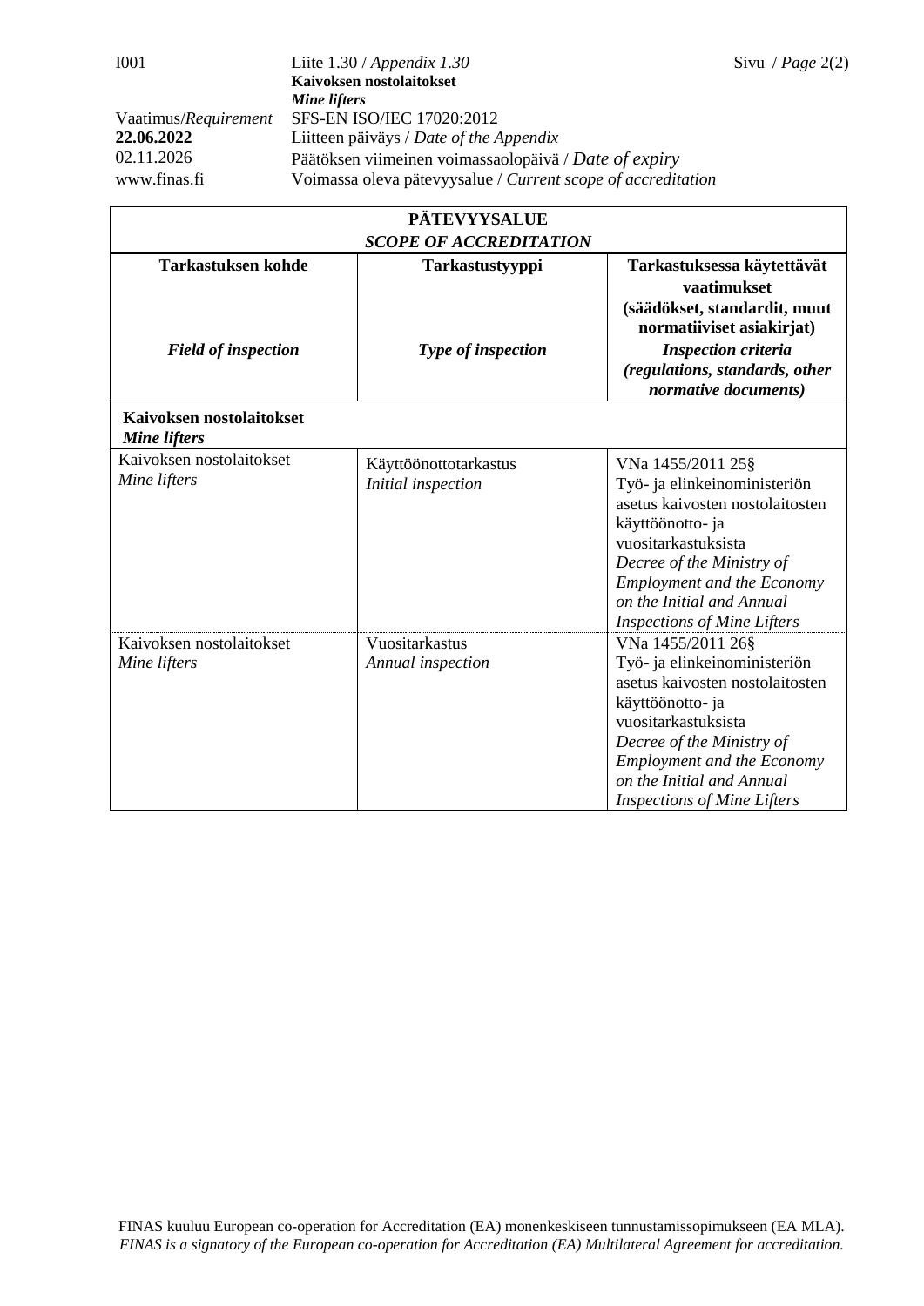| | |
|---|---|
| I001 | Liite 1.30 / *Appendix 1.30* |
| | **Kaivoksen nostolaitokset** |
| | ***Mine lifters*** |
| Vaatimus/*Requirement* | SFS-EN ISO/IEC 17020:2012 |
| **22.06.2022** | Liitteen päiväys / *Date of the Appendix* |
| 02.11.2026 | Päätöksen viimeinen voimassaolopäivä / *Date of expiry* |
| www.finas.fi | Voimassa oleva pätevyysalue / *Current scope of accreditation* |

| **PÄTEVYYSALUE** *SCOPE OF ACCREDITATION* | | |
|---|---|---|
| **Tarkastuksen kohde** *Field of inspection* | **Tarkastustyyppi** *Type of inspection* | **Tarkastuksessa käytettävät vaatimukset (säädökset, standardit, muut normatiiviset asiakirjat)** *Inspection criteria (regulations, standards, other normative documents)* |
| **Kaivoksen nostolaitokset** ***Mine lifters*** | | |
| Kaivoksen nostolaitokset *Mine lifters* | Käyttöönottotarkastus *Initial inspection* | VNa 1455/2011 25§ Työ- ja elinkeinoministeriön asetus kaivosten nostolaitosten käyttöönotto- ja vuositarkastuksista *Decree of the Ministry of Employment and the Economy on the Initial and Annual Inspections of Mine Lifters* |
| Kaivoksen nostolaitokset *Mine lifters* | Vuositarkastus *Annual inspection* | VNa 1455/2011 26§ Työ- ja elinkeinoministeriön asetus kaivosten nostolaitosten käyttöönotto- ja vuositarkastuksista *Decree of the Ministry of Employment and the Economy on the Initial and Annual Inspections of Mine Lifters* |

FINAS kuuluu European co-operation for Accreditation (EA) monenkeskiseen tunnustamissopimukseen (EA MLA).
*FINAS is a signatory of the European co-operation for Accreditation (EA) Multilateral Agreement for accreditation.*